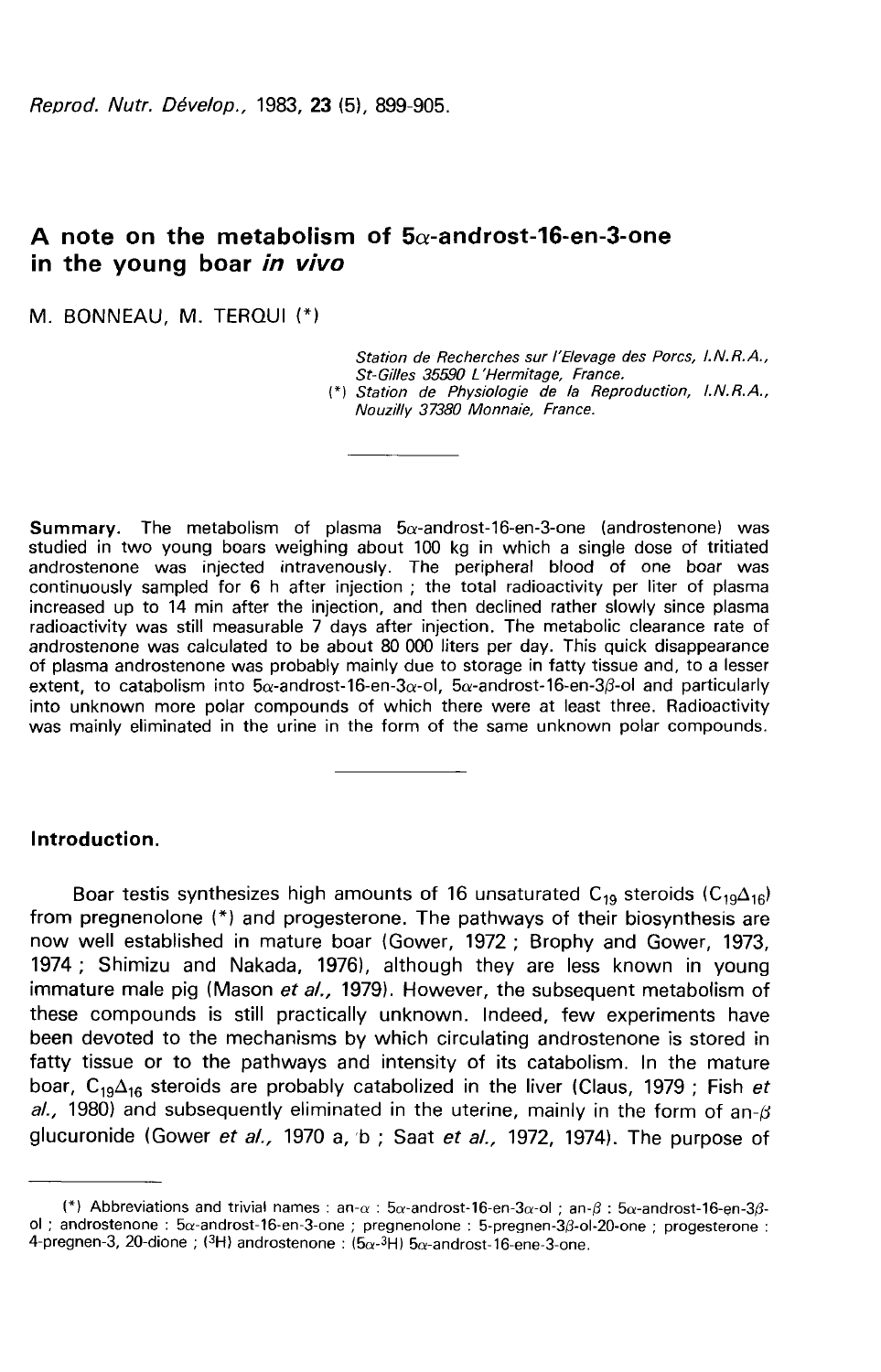# A note on the metabolism of 5α-androst-16-en-3-one in the young boar *in vivo*

M. BONNEAU, M. TERQUI (*)

*Station de Recherches sur l'Elevage des Porcs, I.N.R.A., St-Gilles 35590 L'Hermitage, France.*
(*) *Station de Physiologie de la Reproduction, I.N.R.A., Nouzilly 37380 Monnaie, France.*

**Summary.** The metabolism of plasma 5α-androst-16-en-3-one (androstenone) was studied in two young boars weighing about 100 kg in which a single dose of tritiated androstenone was injected intravenously. The peripheral blood of one boar was continuously sampled for 6 h after injection ; the total radioactivity per liter of plasma increased up to 14 min after the injection, and then declined rather slowly since plasma radioactivity was still measurable 7 days after injection. The metabolic clearance rate of androstenone was calculated to be about 80 000 liters per day. This quick disappearance of plasma androstenone was probably mainly due to storage in fatty tissue and, to a lesser extent, to catabolism into 5α-androst-16-en-3α-ol, 5α-androst-16-en-3β-ol and particularly into unknown more polar compounds of which there were at least three. Radioactivity was mainly eliminated in the urine in the form of the same unknown polar compounds.

## Introduction.

Boar testis synthesizes high amounts of 16 unsaturated $C_{19}$ steroids ($C_{19}\Delta_{16}$) from pregnenolone (*) and progesterone. The pathways of their biosynthesis are now well established in mature boar (Gower, 1972 ; Brophy and Gower, 1973, 1974 ; Shimizu and Nakada, 1976), although they are less known in young immature male pig (Mason *et al.*, 1979). However, the subsequent metabolism of these compounds is still practically unknown. Indeed, few experiments have been devoted to the mechanisms by which circulating androstenone is stored in fatty tissue or to the pathways and intensity of its catabolism. In the mature boar, $C_{19}\Delta_{16}$ steroids are probably catabolized in the liver (Claus, 1979 ; Fish *et al.*, 1980) and subsequently eliminated in the uterine, mainly in the form of an-β glucuronide (Gower *et al.*, 1970 a, b ; Saat *et al.*, 1972, 1974). The purpose of

(*) Abbreviations and trivial names : an-α : 5α-androst-16-en-3α-ol ; an-β : 5α-androst-16-en-3β-ol ; androstenone : 5α-androst-16-en-3-one ; pregnenolone : 5-pregnen-3β-ol-20-one ; progesterone : 4-pregnen-3, 20-dione ; ($^{3}$H) androstenone : (5α-$^{3}$H) 5α-androst-16-ene-3-one.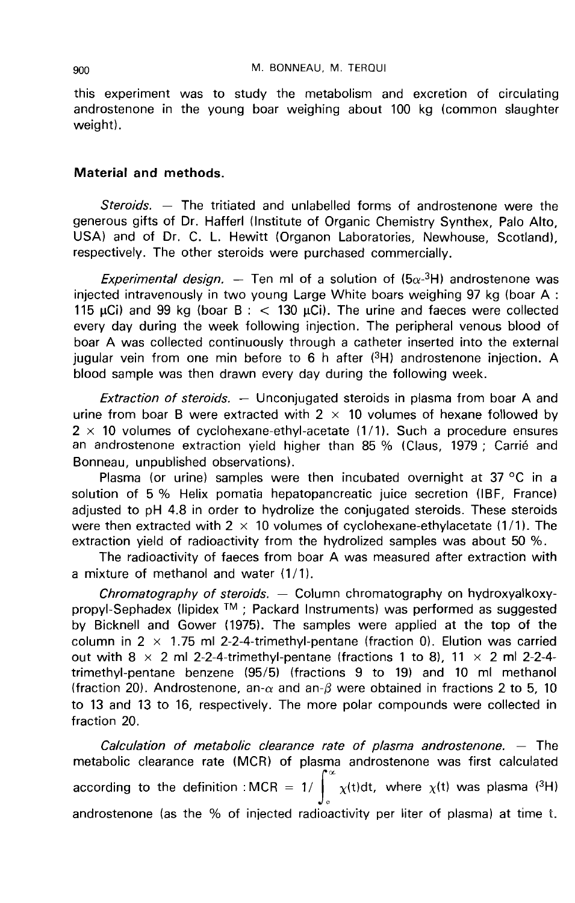this experiment was to study the metabolism and excretion of circulating androstenone in the young boar weighing about 100 kg (common slaughter weight).

## Material and methods.

*Steroids.* — The tritiated and unlabelled forms of androstenone were the generous gifts of Dr. Hafferl (Institute of Organic Chemistry Synthex, Palo Alto, USA) and of Dr. C. L. Hewitt (Organon Laboratories, Newhouse, Scotland), respectively. The other steroids were purchased commercially.

*Experimental design.* — Ten ml of a solution of ($5\alpha$-$^3$H) androstenone was injected intravenously in two young Large White boars weighing 97 kg (boar A : 115 μCi) and 99 kg (boar B : < 130 μCi). The urine and faeces were collected every day during the week following injection. The peripheral venous blood of boar A was collected continuously through a catheter inserted into the external jugular vein from one min before to 6 h after ($^3$H) androstenone injection. A blood sample was then drawn every day during the following week.

*Extraction of steroids.* — Unconjugated steroids in plasma from boar A and urine from boar B were extracted with 2 × 10 volumes of hexane followed by 2 × 10 volumes of cyclohexane-ethyl-acetate (1/1). Such a procedure ensures an androstenone extraction yield higher than 85 % (Claus, 1979 ; Carrié and Bonneau, unpublished observations).

Plasma (or urine) samples were then incubated overnight at 37 °C in a solution of 5 % Helix pomatia hepatopancreatic juice secretion (IBF, France) adjusted to pH 4.8 in order to hydrolize the conjugated steroids. These steroids were then extracted with 2 × 10 volumes of cyclohexane-ethylacetate (1/1). The extraction yield of radioactivity from the hydrolized samples was about 50 %.

The radioactivity of faeces from boar A was measured after extraction with a mixture of methanol and water (1/1).

*Chromatography of steroids.* — Column chromatography on hydroxyalkoxypropyl-Sephadex (lipidex TM ; Packard Instruments) was performed as suggested by Bicknell and Gower (1975). The samples were applied at the top of the column in 2 × 1.75 ml 2-2-4-trimethyl-pentane (fraction 0). Elution was carried out with 8 × 2 ml 2-2-4-trimethyl-pentane (fractions 1 to 8), 11 × 2 ml 2-2-4-trimethyl-pentane benzene (95/5) (fractions 9 to 19) and 10 ml methanol (fraction 20). Androstenone, an-$\alpha$ and an-$\beta$ were obtained in fractions 2 to 5, 10 to 13 and 13 to 16, respectively. The more polar compounds were collected in fraction 20.

*Calculation of metabolic clearance rate of plasma androstenone.* — The metabolic clearance rate (MCR) of plasma androstenone was first calculated according to the definition : $\mathrm{MCR} = 1/\int_0^{\infty} \chi(t)dt$, where $\chi(t)$ was plasma ($^3$H) androstenone (as the % of injected radioactivity per liter of plasma) at time t.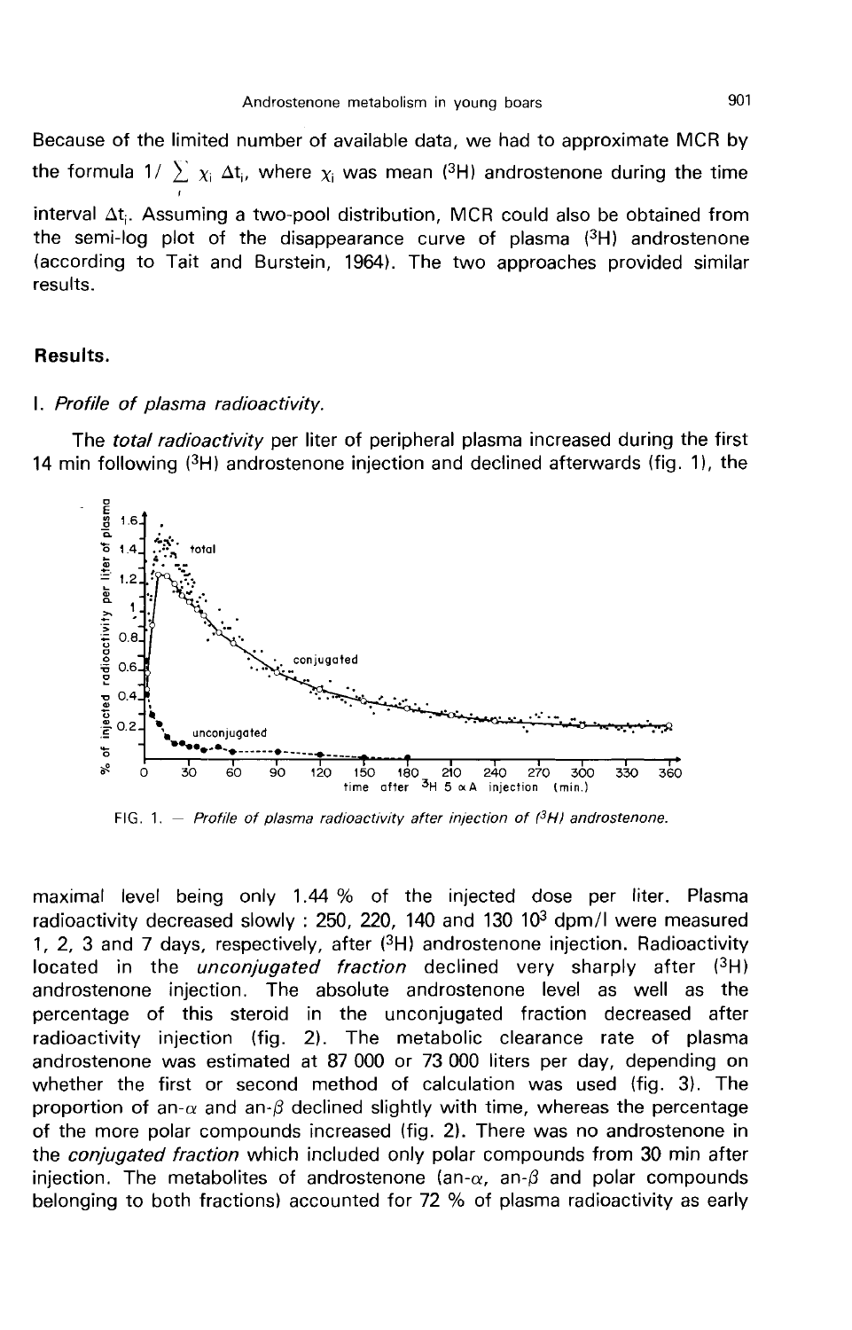Because of the limited number of available data, we had to approximate MCR by the formula $1/\sum_i \chi_i \Delta t_i$, where $\chi_i$ was mean ($^3$H) androstenone during the time interval $\Delta t_i$. Assuming a two-pool distribution, MCR could also be obtained from the semi-log plot of the disappearance curve of plasma ($^3$H) androstenone (according to Tait and Burstein, 1964). The two approaches provided similar results.

## Results.

### I. *Profile of plasma radioactivity.*

The *total radioactivity* per liter of peripheral plasma increased during the first 14 min following ($^3$H) androstenone injection and declined afterwards (fig. 1), the

FIG. 1. — *Profile of plasma radioactivity after injection of ($^3$H) androstenone.*

maximal level being only 1.44 % of the injected dose per liter. Plasma radioactivity decreased slowly : 250, 220, 140 and 130 $10^3$ dpm/l were measured 1, 2, 3 and 7 days, respectively, after ($^3$H) androstenone injection. Radioactivity located in the *unconjugated fraction* declined very sharply after ($^3$H) androstenone injection. The absolute androstenone level as well as the percentage of this steroid in the unconjugated fraction decreased after radioactivity injection (fig. 2). The metabolic clearance rate of plasma androstenone was estimated at 87 000 or 73 000 liters per day, depending on whether the first or second method of calculation was used (fig. 3). The proportion of an-$\alpha$ and an-$\beta$ declined slightly with time, whereas the percentage of the more polar compounds increased (fig. 2). There was no androstenone in the *conjugated fraction* which included only polar compounds from 30 min after injection. The metabolites of androstenone (an-$\alpha$, an-$\beta$ and polar compounds belonging to both fractions) accounted for 72 % of plasma radioactivity as early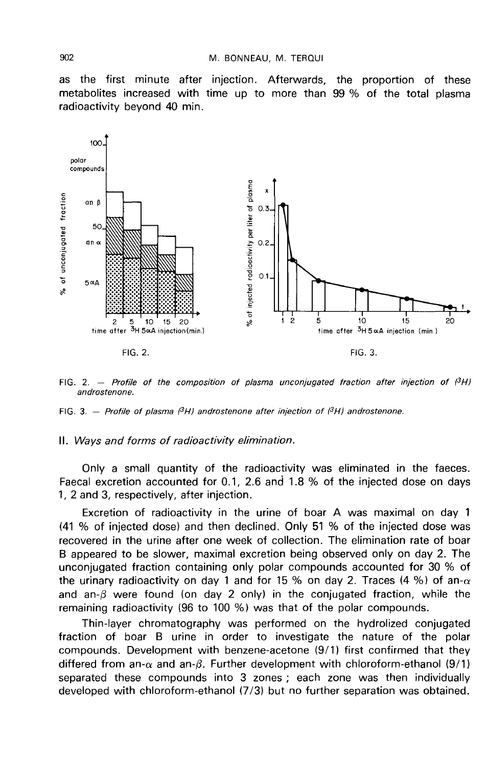as the first minute after injection. Afterwards, the proportion of these metabolites increased with time up to more than 99 % of the total plasma radioactivity beyond 40 min.

FIG. 2. — *Profile of the composition of plasma unconjugated fraction after injection of ($^3H$) androstenone.*

FIG. 3. — *Profile of plasma ($^3H$) androstenone after injection of ($^3H$) androstenone.*

## II. *Ways and forms of radioactivity elimination.*

Only a small quantity of the radioactivity was eliminated in the faeces. Faecal excretion accounted for 0.1, 2.6 and 1.8 % of the injected dose on days 1, 2 and 3, respectively, after injection.

Excretion of radioactivity in the urine of boar A was maximal on day 1 (41 % of injected dose) and then declined. Only 51 % of the injected dose was recovered in the urine after one week of collection. The elimination rate of boar B appeared to be slower, maximal excretion being observed only on day 2. The unconjugated fraction containing only polar compounds accounted for 30 % of the urinary radioactivity on day 1 and for 15 % on day 2. Traces (4 %) of an-$\alpha$ and an-$\beta$ were found (on day 2 only) in the conjugated fraction, while the remaining radioactivity (96 to 100 %) was that of the polar compounds.

Thin-layer chromatography was performed on the hydrolized conjugated fraction of boar B urine in order to investigate the nature of the polar compounds. Development with benzene-acetone (9/1) first confirmed that they differed from an-$\alpha$ and an-$\beta$. Further development with chloroform-ethanol (9/1) separated these compounds into 3 zones ; each zone was then individually developed with chloroform-ethanol (7/3) but no further separation was obtained.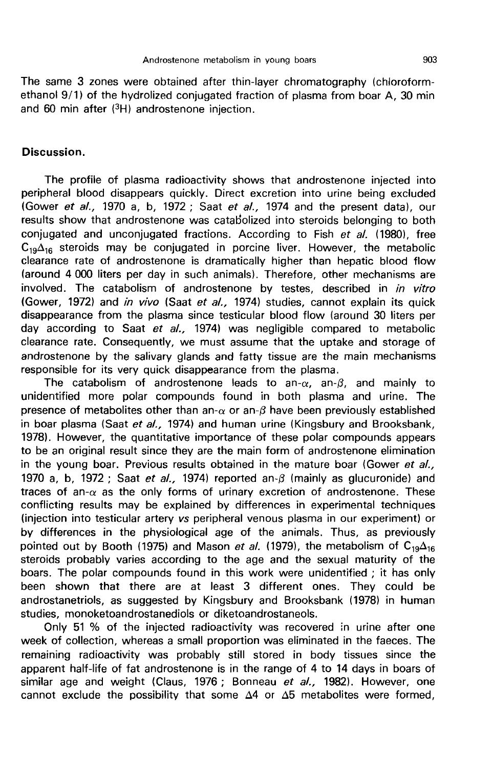The same 3 zones were obtained after thin-layer chromatography (chloroform-ethanol 9/1) of the hydrolized conjugated fraction of plasma from boar A, 30 min and 60 min after ($^3$H) androstenone injection.

## Discussion.

The profile of plasma radioactivity shows that androstenone injected into peripheral blood disappears quickly. Direct excretion into urine being excluded (Gower *et al.*, 1970 a, b, 1972 ; Saat *et al.*, 1974 and the present data), our results show that androstenone was catabolized into steroids belonging to both conjugated and unconjugated fractions. According to Fish *et al.* (1980), free $C_{19}\Delta_{16}$ steroids may be conjugated in porcine liver. However, the metabolic clearance rate of androstenone is dramatically higher than hepatic blood flow (around 4 000 liters per day in such animals). Therefore, other mechanisms are involved. The catabolism of androstenone by testes, described in *in vitro* (Gower, 1972) and *in vivo* (Saat *et al.*, 1974) studies, cannot explain its quick disappearance from the plasma since testicular blood flow (around 30 liters per day according to Saat *et al.*, 1974) was negligible compared to metabolic clearance rate. Consequently, we must assume that the uptake and storage of androstenone by the salivary glands and fatty tissue are the main mechanisms responsible for its very quick disappearance from the plasma.

The catabolism of androstenone leads to an-$\alpha$, an-$\beta$, and mainly to unidentified more polar compounds found in both plasma and urine. The presence of metabolites other than an-$\alpha$ or an-$\beta$ have been previously established in boar plasma (Saat *et al.*, 1974) and human urine (Kingsbury and Brooksbank, 1978). However, the quantitative importance of these polar compounds appears to be an original result since they are the main form of androstenone elimination in the young boar. Previous results obtained in the mature boar (Gower *et al.*, 1970 a, b, 1972 ; Saat *et al.*, 1974) reported an-$\beta$ (mainly as glucuronide) and traces of an-$\alpha$ as the only forms of urinary excretion of androstenone. These conflicting results may be explained by differences in experimental techniques (injection into testicular artery *vs* peripheral venous plasma in our experiment) or by differences in the physiological age of the animals. Thus, as previously pointed out by Booth (1975) and Mason *et al.* (1979), the metabolism of $C_{19}\Delta_{16}$ steroids probably varies according to the age and the sexual maturity of the boars. The polar compounds found in this work were unidentified ; it has only been shown that there are at least 3 different ones. They could be androstanetriols, as suggested by Kingsbury and Brooksbank (1978) in human studies, monoketoandrostanediols or diketoandrostaneols.

Only 51 % of the injected radioactivity was recovered in urine after one week of collection, whereas a small proportion was eliminated in the faeces. The remaining radioactivity was probably still stored in body tissues since the apparent half-life of fat androstenone is in the range of 4 to 14 days in boars of similar age and weight (Claus, 1976 ; Bonneau *et al.*, 1982). However, one cannot exclude the possibility that some $\Delta 4$ or $\Delta 5$ metabolites were formed,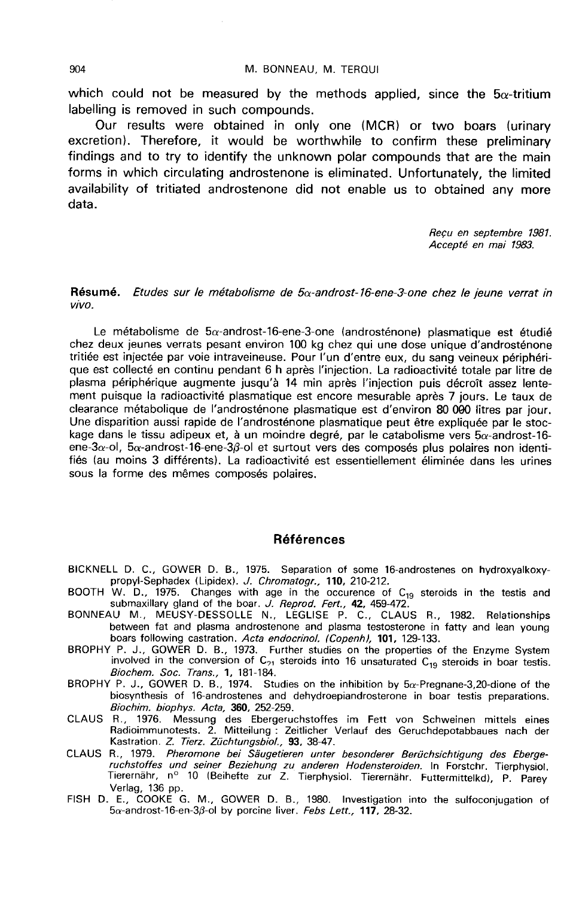which could not be measured by the methods applied, since the $5\alpha$-tritium labelling is removed in such compounds.

Our results were obtained in only one (MCR) or two boars (urinary excretion). Therefore, it would be worthwhile to confirm these preliminary findings and to try to identify the unknown polar compounds that are the main forms in which circulating androstenone is eliminated. Unfortunately, the limited availability of tritiated androstenone did not enable us to obtained any more data.

*Reçu en septembre 1981.*
*Accepté en mai 1983.*

**Résumé.** *Etudes sur le métabolisme de 5α-androst-16-ene-3-one chez le jeune verrat in vivo.*

Le métabolisme de $5\alpha$-androst-16-ene-3-one (androsténone) plasmatique est étudié chez deux jeunes verrats pesant environ 100 kg chez qui une dose unique d'androsténone tritiée est injectée par voie intraveineuse. Pour l'un d'entre eux, du sang veineux périphérique est collecté en continu pendant 6 h après l'injection. La radioactivité totale par litre de plasma périphérique augmente jusqu'à 14 min après l'injection puis décroît assez lentement puisque la radioactivité plasmatique est encore mesurable après 7 jours. Le taux de clearance métabolique de l'androsténone plasmatique est d'environ 80 000 litres par jour. Une disparition aussi rapide de l'androsténone plasmatique peut être expliquée par le stockage dans le tissu adipeux et, à un moindre degré, par le catabolisme vers $5\alpha$-androst-16-ene-$3\alpha$-ol, $5\alpha$-androst-16-ene-$3\beta$-ol et surtout vers des composés plus polaires non identifiés (au moins 3 différents). La radioactivité est essentiellement éliminée dans les urines sous la forme des mêmes composés polaires.

## Références

BICKNELL D. C., GOWER D. B., 1975. Separation of some 16-androstenes on hydroxyalkoxypropyl-Sephadex (Lipidex). *J. Chromatogr.*, **110**, 210-212.

BOOTH W. D., 1975. Changes with age in the occurence of $C_{19}$ steroids in the testis and submaxillary gland of the boar. *J. Reprod. Fert.*, **42**, 459-472.

BONNEAU M., MEUSY-DESSOLLE N., LÉGLISE P. C., CLAUS R., 1982. Relationships between fat and plasma androstenone and plasma testosterone in fatty and lean young boars following castration. *Acta endocrinol. (Copenh)*, **101**, 129-133.

BROPHY P. J., GOWER D. B., 1973. Further studies on the properties of the Enzyme System involved in the conversion of $C_{21}$ steroids into 16 unsaturated $C_{19}$ steroids in boar testis. *Biochem. Soc. Trans.*, **1**, 181-184.

BROPHY P. J., GOWER D. B., 1974. Studies on the inhibition by $5\alpha$-Pregnane-3,20-dione of the biosynthesis of 16-androstenes and dehydroepiandrosterone in boar testis preparations. *Biochim. biophys. Acta*, **360**, 252-259.

CLAUS R., 1976. Messung des Ebergeruchstoffes im Fett von Schweinen mittels eines Radioimmunotests. 2. Mitteilung : Zeitlicher Verlauf des Geruchdepotabbaues nach der Kastration. *Z. Tierz. Züchtungsbiol.*, **93**, 38-47.

CLAUS R., 1979. *Pheromone bei Säugetieren unter besonderer Berüchsichtigung des Ebergeruchstoffes und seiner Beziehung zu anderen Hodensteroiden.* In Forstchr. Tierphysiol. Tierernähr, n° 10 (Beihefte zur Z. Tierphysiol. Tierernähr. Futtermittelkd), P. Parey Verlag, 136 pp.

FISH D. E., COOKE G. M., GOWER D. B., 1980. Investigation into the sulfoconjugation of $5\alpha$-androst-16-en-$3\beta$-ol by porcine liver. *Febs Lett.*, **117**, 28-32.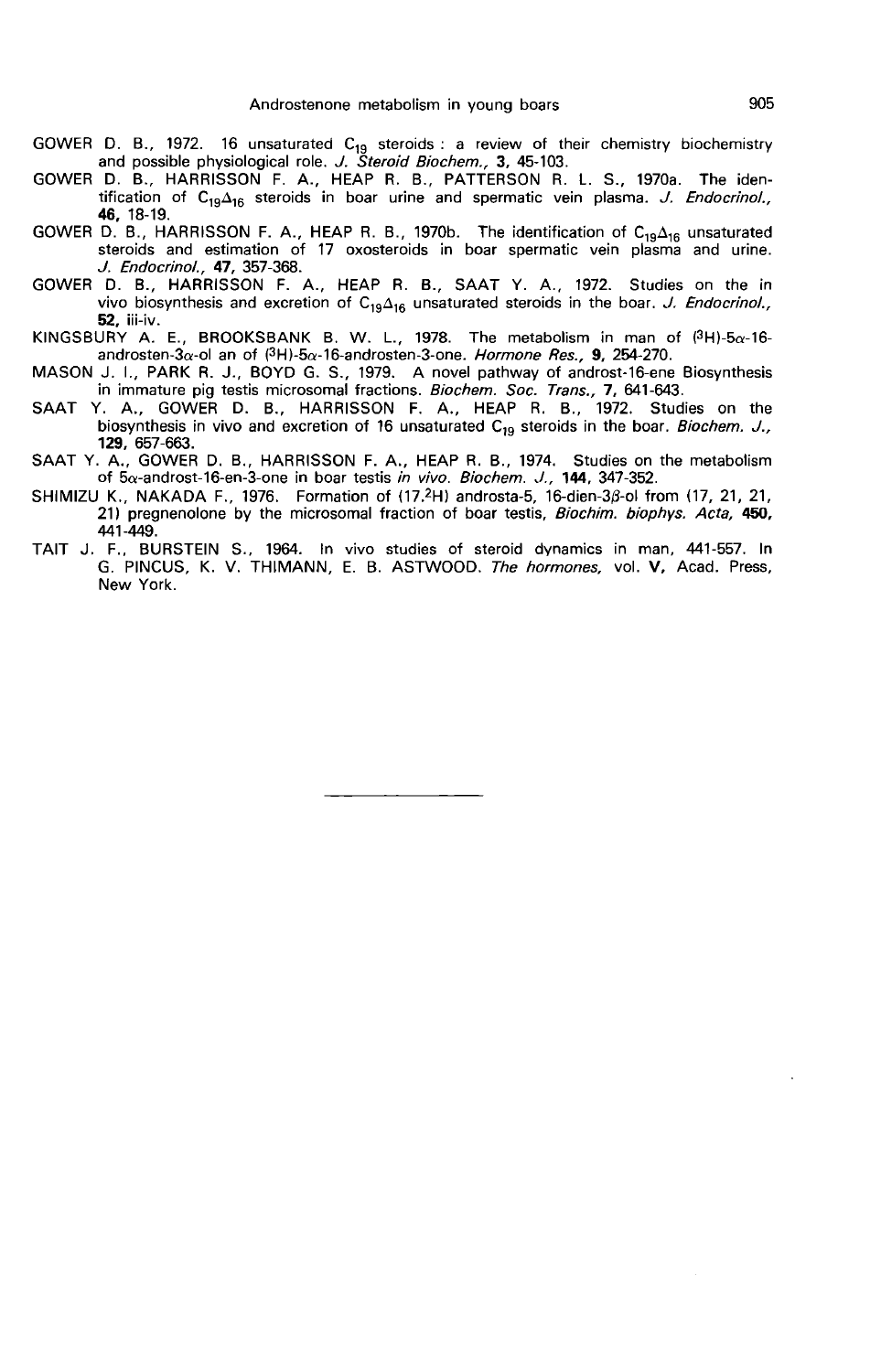GOWER D. B., 1972. 16 unsaturated $C_{19}$ steroids : a review of their chemistry biochemistry and possible physiological role. *J. Steroid Biochem.*, **3**, 45-103.

GOWER D. B., HARRISSON F. A., HEAP R. B., PATTERSON R. L. S., 1970a. The identification of $C_{19}\Delta_{16}$ steroids in boar urine and spermatic vein plasma. *J. Endocrinol.*, **46**, 18-19.

GOWER D. B., HARRISSON F. A., HEAP R. B., 1970b. The identification of $C_{19}\Delta_{16}$ unsaturated steroids and estimation of 17 oxosteroids in boar spermatic vein plasma and urine. *J. Endocrinol.*, **47**, 357-368.

GOWER D. B., HARRISSON F. A., HEAP R. B., SAAT Y. A., 1972. Studies on the in vivo biosynthesis and excretion of $C_{19}\Delta_{16}$ unsaturated steroids in the boar. *J. Endocrinol.*, **52**, iii-iv.

KINGSBURY A. E., BROOKSBANK B. W. L., 1978. The metabolism in man of ($^{3}$H)-5α-16-androsten-3α-ol an of ($^{3}$H)-5α-16-androsten-3-one. *Hormone Res.*, **9**, 254-270.

MASON J. I., PARK R. J., BOYD G. S., 1979. A novel pathway of androst-16-ene Biosynthesis in immature pig testis microsomal fractions. *Biochem. Soc. Trans.*, **7**, 641-643.

SAAT Y. A., GOWER D. B., HARRISSON F. A., HEAP R. B., 1972. Studies on the biosynthesis in vivo and excretion of 16 unsaturated $C_{19}$ steroids in the boar. *Biochem. J.*, **129**, 657-663.

SAAT Y. A., GOWER D. B., HARRISSON F. A., HEAP R. B., 1974. Studies on the metabolism of 5α-androst-16-en-3-one in boar testis *in vivo*. *Biochem. J.*, **144**, 347-352.

SHIMIZU K., NAKADA F., 1976. Formation of (17.$^{2}$H) androsta-5, 16-dien-3β-ol from (17, 21, 21, 21) pregnenolone by the microsomal fraction of boar testis, *Biochim. biophys. Acta*, **450**, 441-449.

TAIT J. F., BURSTEIN S., 1964. In vivo studies of steroid dynamics in man, 441-557. In G. PINCUS, K. V. THIMANN, E. B. ASTWOOD. *The hormones,* vol. **V**, Acad. Press, New York.